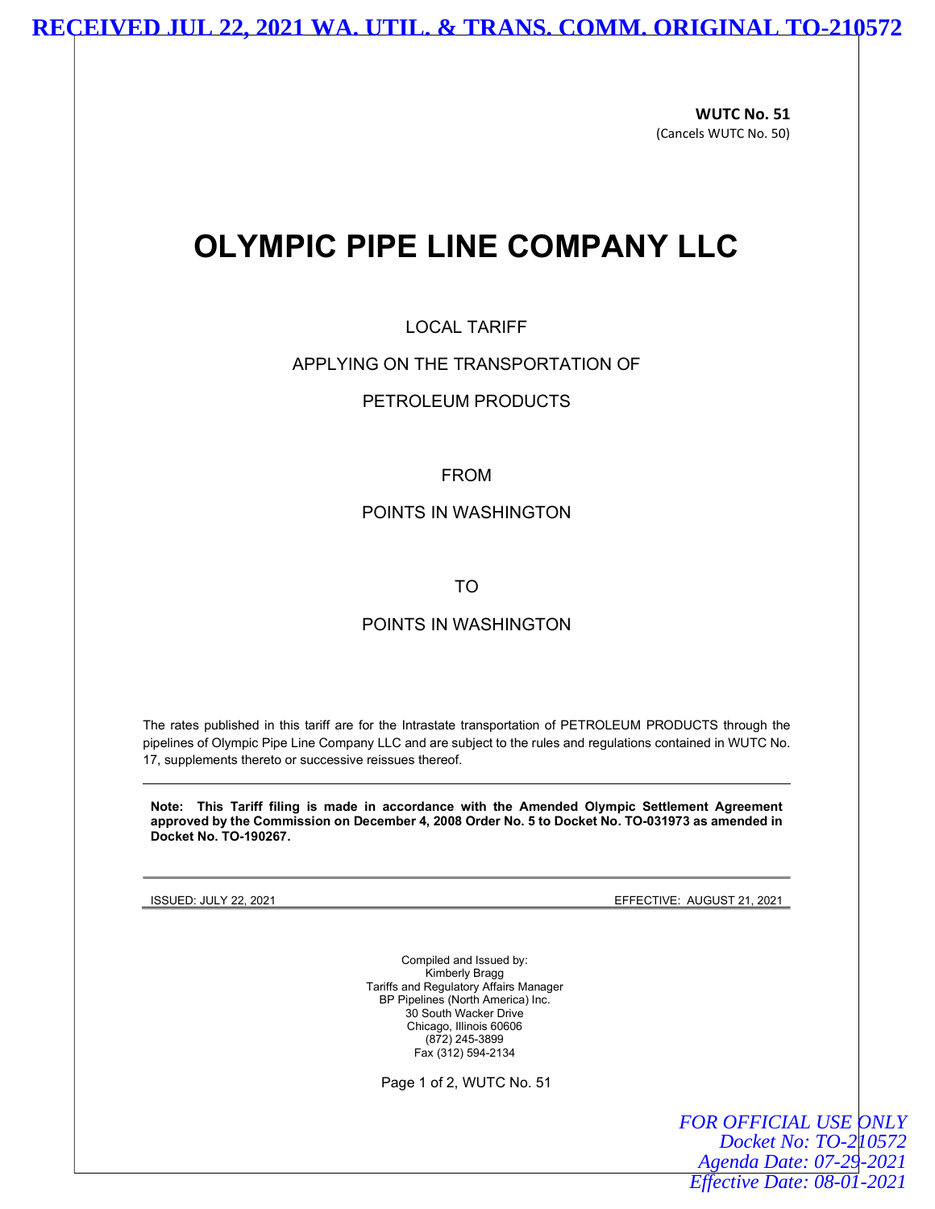**RECEIVED JUL 22, 2021 WA. UTIL. & TRANS. COMM. ORIGINAL TO-210572**

**WUTC No. 51**
(Cancels WUTC No. 50)

# OLYMPIC PIPE LINE COMPANY LLC

LOCAL TARIFF

APPLYING ON THE TRANSPORTATION OF

PETROLEUM PRODUCTS

FROM

POINTS IN WASHINGTON

TO

POINTS IN WASHINGTON

The rates published in this tariff are for the Intrastate transportation of PETROLEUM PRODUCTS through the pipelines of Olympic Pipe Line Company LLC and are subject to the rules and regulations contained in WUTC No. 17, supplements thereto or successive reissues thereof.

---

**Note: This Tariff filing is made in accordance with the Amended Olympic Settlement Agreement approved by the Commission on December 4, 2008 Order No. 5 to Docket No. TO-031973 as amended in Docket No. TO-190267.**

---

ISSUED: JULY 22, 2021 | EFFECTIVE: AUGUST 21, 2021

Compiled and Issued by:
Kimberly Bragg
Tariffs and Regulatory Affairs Manager
BP Pipelines (North America) Inc.
30 South Wacker Drive
Chicago, Illinois 60606
(872) 245-3899
Fax (312) 594-2134

*FOR OFFICIAL USE ONLY*
*Docket No: TO-210572*
*Agenda Date: 07-29-2021*
*Effective Date: 08-01-2021*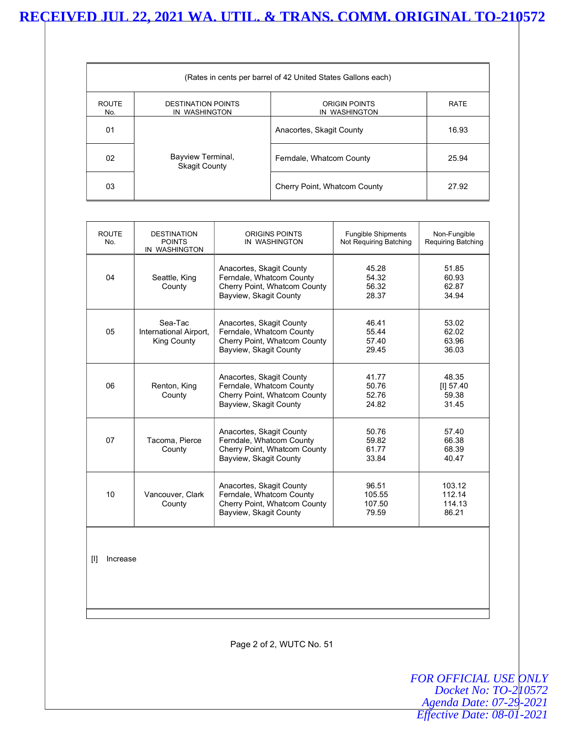RECEIVED JUL 22, 2021 WA. UTIL. & TRANS. COMM. ORIGINAL TO-210572

(Rates in cents per barrel of 42 United States Gallons each)

| ROUTE No. | DESTINATION POINTS IN WASHINGTON | ORIGIN POINTS IN WASHINGTON | RATE |
|---|---|---|---|
| 01 | Bayview Terminal, Skagit County | Anacortes, Skagit County | 16.93 |
| 02 | | Ferndale, Whatcom County | 25.94 |
| 03 | | Cherry Point, Whatcom County | 27.92 |

| ROUTE No. | DESTINATION POINTS IN WASHINGTON | ORIGINS POINTS IN WASHINGTON | Fungible Shipments Not Requiring Batching | Non-Fungible Requiring Batching |
|---|---|---|---|---|
| 04 | Seattle, King County | Anacortes, Skagit County<br>Ferndale, Whatcom County<br>Cherry Point, Whatcom County<br>Bayview, Skagit County | 45.28<br>54.32<br>56.32<br>28.37 | 51.85<br>60.93<br>62.87<br>34.94 |
| 05 | Sea-Tac International Airport, King County | Anacortes, Skagit County<br>Ferndale, Whatcom County<br>Cherry Point, Whatcom County<br>Bayview, Skagit County | 46.41<br>55.44<br>57.40<br>29.45 | 53.02<br>62.02<br>63.96<br>36.03 |
| 06 | Renton, King County | Anacortes, Skagit County<br>Ferndale, Whatcom County<br>Cherry Point, Whatcom County<br>Bayview, Skagit County | 41.77<br>50.76<br>52.76<br>24.82 | 48.35<br>[I] 57.40<br>59.38<br>31.45 |
| 07 | Tacoma, Pierce County | Anacortes, Skagit County<br>Ferndale, Whatcom County<br>Cherry Point, Whatcom County<br>Bayview, Skagit County | 50.76<br>59.82<br>61.77<br>33.84 | 57.40<br>66.38<br>68.39<br>40.47 |
| 10 | Vancouver, Clark County | Anacortes, Skagit County<br>Ferndale, Whatcom County<br>Cherry Point, Whatcom County<br>Bayview, Skagit County | 96.51<br>105.55<br>107.50<br>79.59 | 103.12<br>112.14<br>114.13<br>86.21 |

[I] Increase

WUTC No. 51

*FOR OFFICIAL USE ONLY*
*Docket No: TO-210572*
*Agenda Date: 07-29-2021*
*Effective Date: 08-01-2021*